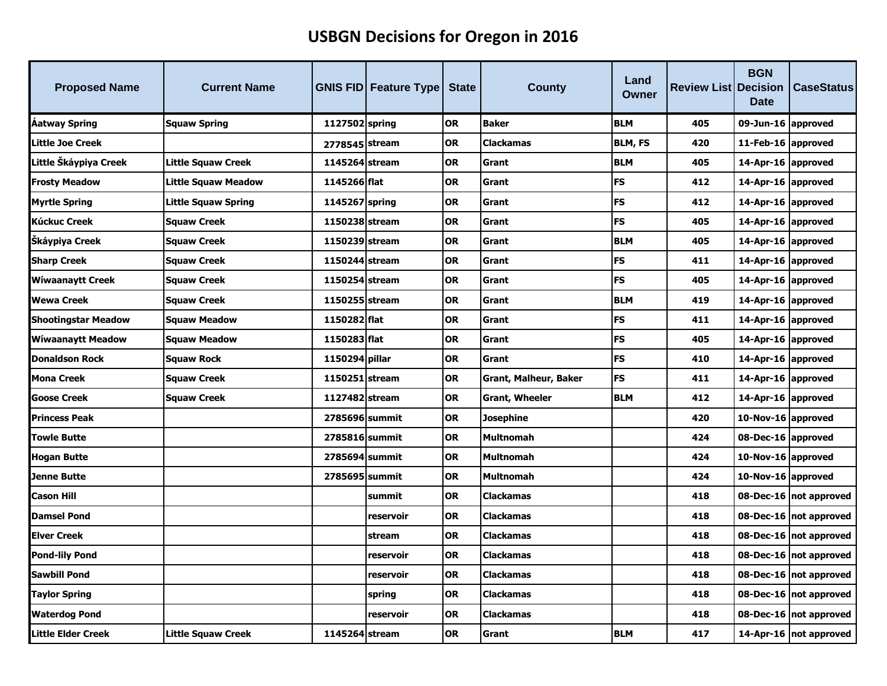# USBGN Decisions for Oregon in 2016

| Proposed Name | Current Name | GNIS FID | Feature Type | State | County | Land Owner | Review List | BGN Decision Date | CaseStatus |
|---|---|---|---|---|---|---|---|---|---|
| Áatway Spring | Squaw Spring | 1127502 | spring | OR | Baker | BLM | 405 | 09-Jun-16 | approved |
| Little Joe Creek | | 2778545 | stream | OR | Clackamas | BLM, FS | 420 | 11-Feb-16 | approved |
| Little Škáypiya Creek | Little Squaw Creek | 1145264 | stream | OR | Grant | BLM | 405 | 14-Apr-16 | approved |
| Frosty Meadow | Little Squaw Meadow | 1145266 | flat | OR | Grant | FS | 412 | 14-Apr-16 | approved |
| Myrtle Spring | Little Squaw Spring | 1145267 | spring | OR | Grant | FS | 412 | 14-Apr-16 | approved |
| Kúckuc Creek | Squaw Creek | 1150238 | stream | OR | Grant | FS | 405 | 14-Apr-16 | approved |
| Škáypiya Creek | Squaw Creek | 1150239 | stream | OR | Grant | BLM | 405 | 14-Apr-16 | approved |
| Sharp Creek | Squaw Creek | 1150244 | stream | OR | Grant | FS | 411 | 14-Apr-16 | approved |
| Wíwaanaytt Creek | Squaw Creek | 1150254 | stream | OR | Grant | FS | 405 | 14-Apr-16 | approved |
| Wewa Creek | Squaw Creek | 1150255 | stream | OR | Grant | BLM | 419 | 14-Apr-16 | approved |
| Shootingstar Meadow | Squaw Meadow | 1150282 | flat | OR | Grant | FS | 411 | 14-Apr-16 | approved |
| Wíwaanaytt Meadow | Squaw Meadow | 1150283 | flat | OR | Grant | FS | 405 | 14-Apr-16 | approved |
| Donaldson Rock | Squaw Rock | 1150294 | pillar | OR | Grant | FS | 410 | 14-Apr-16 | approved |
| Mona Creek | Squaw Creek | 1150251 | stream | OR | Grant, Malheur, Baker | FS | 411 | 14-Apr-16 | approved |
| Goose Creek | Squaw Creek | 1127482 | stream | OR | Grant, Wheeler | BLM | 412 | 14-Apr-16 | approved |
| Princess Peak | | 2785696 | summit | OR | Josephine | | 420 | 10-Nov-16 | approved |
| Towle Butte | | 2785816 | summit | OR | Multnomah | | 424 | 08-Dec-16 | approved |
| Hogan Butte | | 2785694 | summit | OR | Multnomah | | 424 | 10-Nov-16 | approved |
| Jenne Butte | | 2785695 | summit | OR | Multnomah | | 424 | 10-Nov-16 | approved |
| Cason Hill | | | summit | OR | Clackamas | | 418 | 08-Dec-16 | not approved |
| Damsel Pond | | | reservoir | OR | Clackamas | | 418 | 08-Dec-16 | not approved |
| Elver Creek | | | stream | OR | Clackamas | | 418 | 08-Dec-16 | not approved |
| Pond-lily Pond | | | reservoir | OR | Clackamas | | 418 | 08-Dec-16 | not approved |
| Sawbill Pond | | | reservoir | OR | Clackamas | | 418 | 08-Dec-16 | not approved |
| Taylor Spring | | | spring | OR | Clackamas | | 418 | 08-Dec-16 | not approved |
| Waterdog Pond | | | reservoir | OR | Clackamas | | 418 | 08-Dec-16 | not approved |
| Little Elder Creek | Little Squaw Creek | 1145264 | stream | OR | Grant | BLM | 417 | 14-Apr-16 | not approved |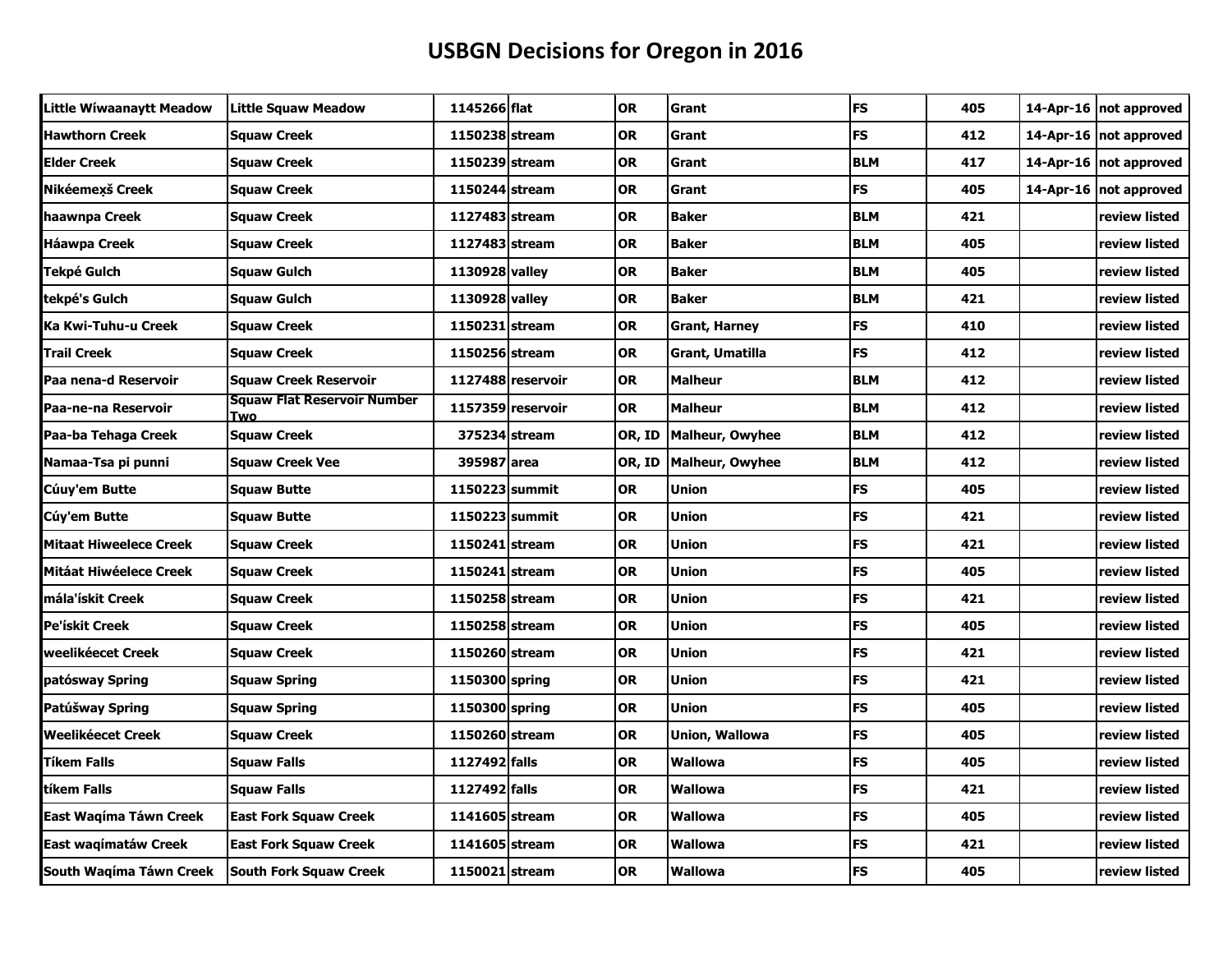# USBGN Decisions for Oregon in 2016

| | | | | | | | | | |
|---|---|---|---|---|---|---|---|---|---|
| Little Wíwaanaytt Meadow | Little Squaw Meadow | 1145266 | flat | OR | Grant | FS | 405 | 14-Apr-16 | not approved |
| Hawthorn Creek | Squaw Creek | 1150238 | stream | OR | Grant | FS | 412 | 14-Apr-16 | not approved |
| Elder Creek | Squaw Creek | 1150239 | stream | OR | Grant | BLM | 417 | 14-Apr-16 | not approved |
| Nikéemex̣š Creek | Squaw Creek | 1150244 | stream | OR | Grant | FS | 405 | 14-Apr-16 | not approved |
| haawnpa Creek | Squaw Creek | 1127483 | stream | OR | Baker | BLM | 421 | | review listed |
| Háawpa Creek | Squaw Creek | 1127483 | stream | OR | Baker | BLM | 405 | | review listed |
| Tekpé Gulch | Squaw Gulch | 1130928 | valley | OR | Baker | BLM | 405 | | review listed |
| tekpé's Gulch | Squaw Gulch | 1130928 | valley | OR | Baker | BLM | 421 | | review listed |
| Ka Kwi-Tuhu-u Creek | Squaw Creek | 1150231 | stream | OR | Grant, Harney | FS | 410 | | review listed |
| Trail Creek | Squaw Creek | 1150256 | stream | OR | Grant, Umatilla | FS | 412 | | review listed |
| Paa nena-d Reservoir | Squaw Creek Reservoir | 1127488 | reservoir | OR | Malheur | BLM | 412 | | review listed |
| Paa-ne-na Reservoir | Squaw Flat Reservoir Number Two | 1157359 | reservoir | OR | Malheur | BLM | 412 | | review listed |
| Paa-ba Tehaga Creek | Squaw Creek | 375234 | stream | OR, ID | Malheur, Owyhee | BLM | 412 | | review listed |
| Namaa-Tsa pi punni | Squaw Creek Vee | 395987 | area | OR, ID | Malheur, Owyhee | BLM | 412 | | review listed |
| Cúuy'em Butte | Squaw Butte | 1150223 | summit | OR | Union | FS | 405 | | review listed |
| Cúy'em Butte | Squaw Butte | 1150223 | summit | OR | Union | FS | 421 | | review listed |
| Mitaat Hiweelece Creek | Squaw Creek | 1150241 | stream | OR | Union | FS | 421 | | review listed |
| Mitáat Hiwéelece Creek | Squaw Creek | 1150241 | stream | OR | Union | FS | 405 | | review listed |
| mála'ískit Creek | Squaw Creek | 1150258 | stream | OR | Union | FS | 421 | | review listed |
| Pe'ískit Creek | Squaw Creek | 1150258 | stream | OR | Union | FS | 405 | | review listed |
| weelikéecet Creek | Squaw Creek | 1150260 | stream | OR | Union | FS | 421 | | review listed |
| patósway Spring | Squaw Spring | 1150300 | spring | OR | Union | FS | 421 | | review listed |
| Patúšway Spring | Squaw Spring | 1150300 | spring | OR | Union | FS | 405 | | review listed |
| Weelikéecet Creek | Squaw Creek | 1150260 | stream | OR | Union, Wallowa | FS | 405 | | review listed |
| Tíkem Falls | Squaw Falls | 1127492 | falls | OR | Wallowa | FS | 405 | | review listed |
| tíkem Falls | Squaw Falls | 1127492 | falls | OR | Wallowa | FS | 421 | | review listed |
| East Waqíma Táwn Creek | East Fork Squaw Creek | 1141605 | stream | OR | Wallowa | FS | 405 | | review listed |
| East waqímatáw Creek | East Fork Squaw Creek | 1141605 | stream | OR | Wallowa | FS | 421 | | review listed |
| South Waqíma Táwn Creek | South Fork Squaw Creek | 1150021 | stream | OR | Wallowa | FS | 405 | | review listed |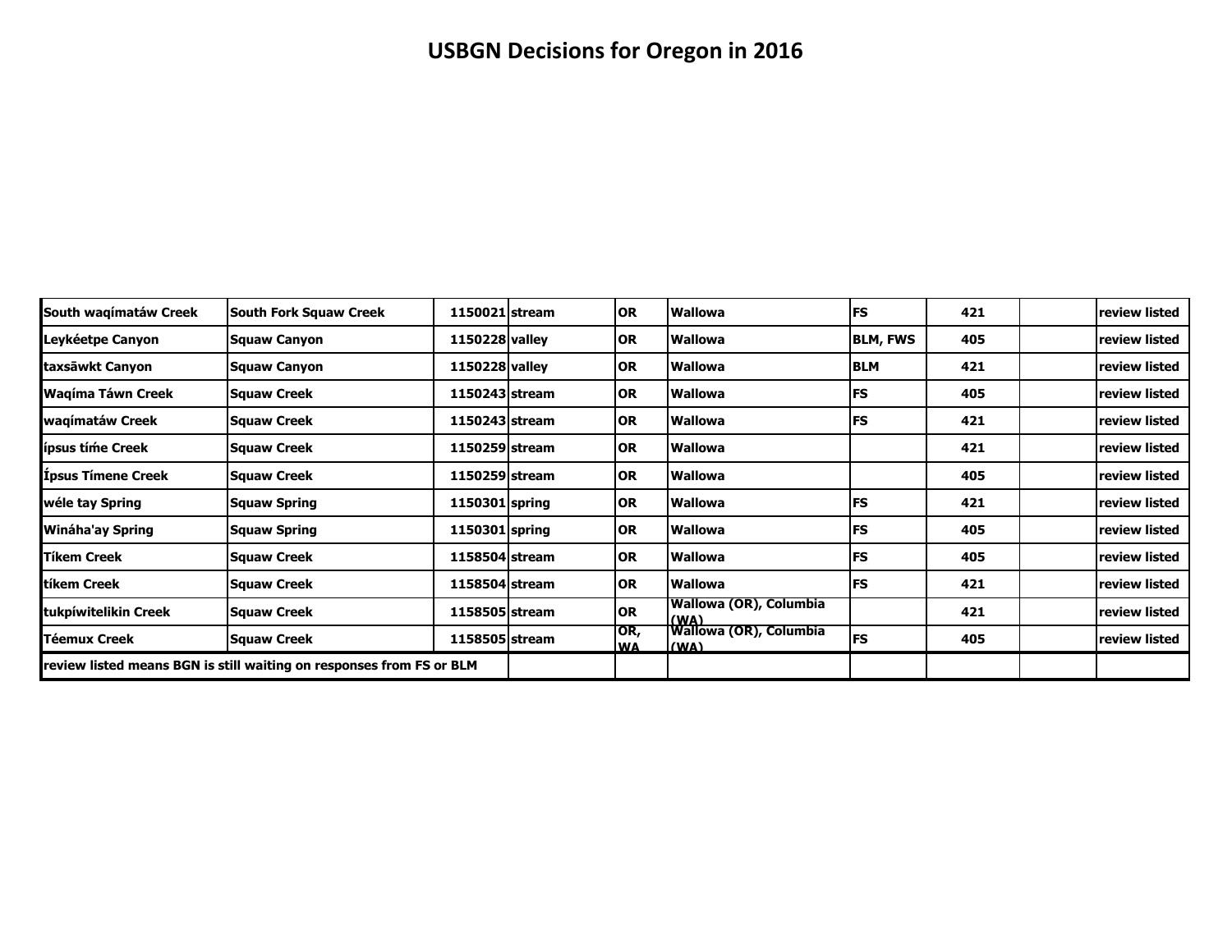# USBGN Decisions for Oregon in 2016

| | | | | | | | | | |
|---|---|---|---|---|---|---|---|---|---|
| South waqímatáw Creek | South Fork Squaw Creek | 1150021 | stream | OR | Wallowa | FS | 421 | | review listed |
| Leykéetpe Canyon | Squaw Canyon | 1150228 | valley | OR | Wallowa | BLM, FWS | 405 | | review listed |
| taxsāwkt Canyon | Squaw Canyon | 1150228 | valley | OR | Wallowa | BLM | 421 | | review listed |
| Waqíma Táwn Creek | Squaw Creek | 1150243 | stream | OR | Wallowa | FS | 405 | | review listed |
| waqímatáw Creek | Squaw Creek | 1150243 | stream | OR | Wallowa | FS | 421 | | review listed |
| ípsus tíḿe Creek | Squaw Creek | 1150259 | stream | OR | Wallowa | | 421 | | review listed |
| Ípsus Tímene Creek | Squaw Creek | 1150259 | stream | OR | Wallowa | | 405 | | review listed |
| wéle tay Spring | Squaw Spring | 1150301 | spring | OR | Wallowa | FS | 421 | | review listed |
| Winága'ay Spring | Squaw Spring | 1150301 | spring | OR | Wallowa | FS | 405 | | review listed |
| Tíkem Creek | Squaw Creek | 1158504 | stream | OR | Wallowa | FS | 405 | | review listed |
| tíkem Creek | Squaw Creek | 1158504 | stream | OR | Wallowa | FS | 421 | | review listed |
| tukpíwitelikin Creek | Squaw Creek | 1158505 | stream | OR | Wallowa (OR), Columbia (WA) | | 421 | | review listed |
| Téemux Creek | Squaw Creek | 1158505 | stream | OR, WA | Wallowa (OR), Columbia (WA) | FS | 405 | | review listed |
| review listed means BGN is still waiting on responses from FS or BLM | | | | | | | | | |